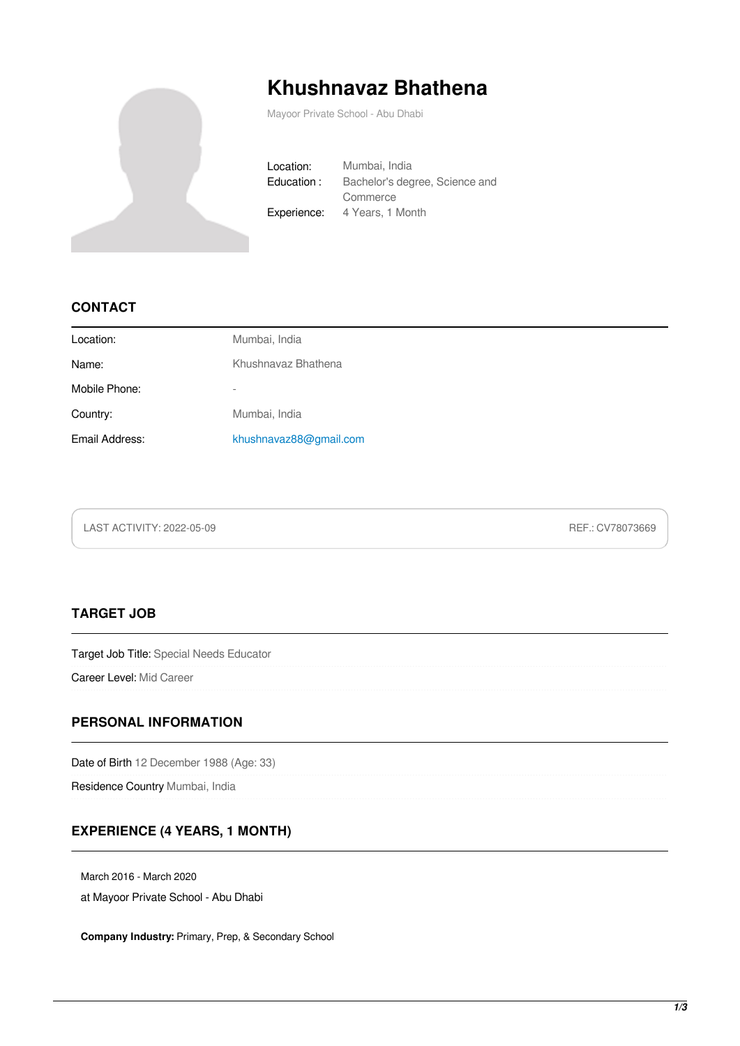# Khushnavaz Bhathena

Mayoor Private School - Abu Dhabi

| | |
|---|---|
| Location: | Mumbai, India |
| Education : | Bachelor's degree, Science and Commerce |
| Experience: | 4 Years, 1 Month |

## CONTACT

| | |
|---|---|
| Location: | Mumbai, India |
| Name: | Khushnavaz Bhathena |
| Mobile Phone: | - |
| Country: | Mumbai, India |
| Email Address: | khushnavaz88@gmail.com |

LAST ACTIVITY: 2022-05-09 REF.: CV78073669

## TARGET JOB

Target Job Title: Special Needs Educator

Career Level: Mid Career

## PERSONAL INFORMATION

Date of Birth 12 December 1988 (Age: 33)

Residence Country Mumbai, India

## EXPERIENCE (4 YEARS, 1 MONTH)

March 2016 - March 2020

at Mayoor Private School - Abu Dhabi

**Company Industry:** Primary, Prep, & Secondary School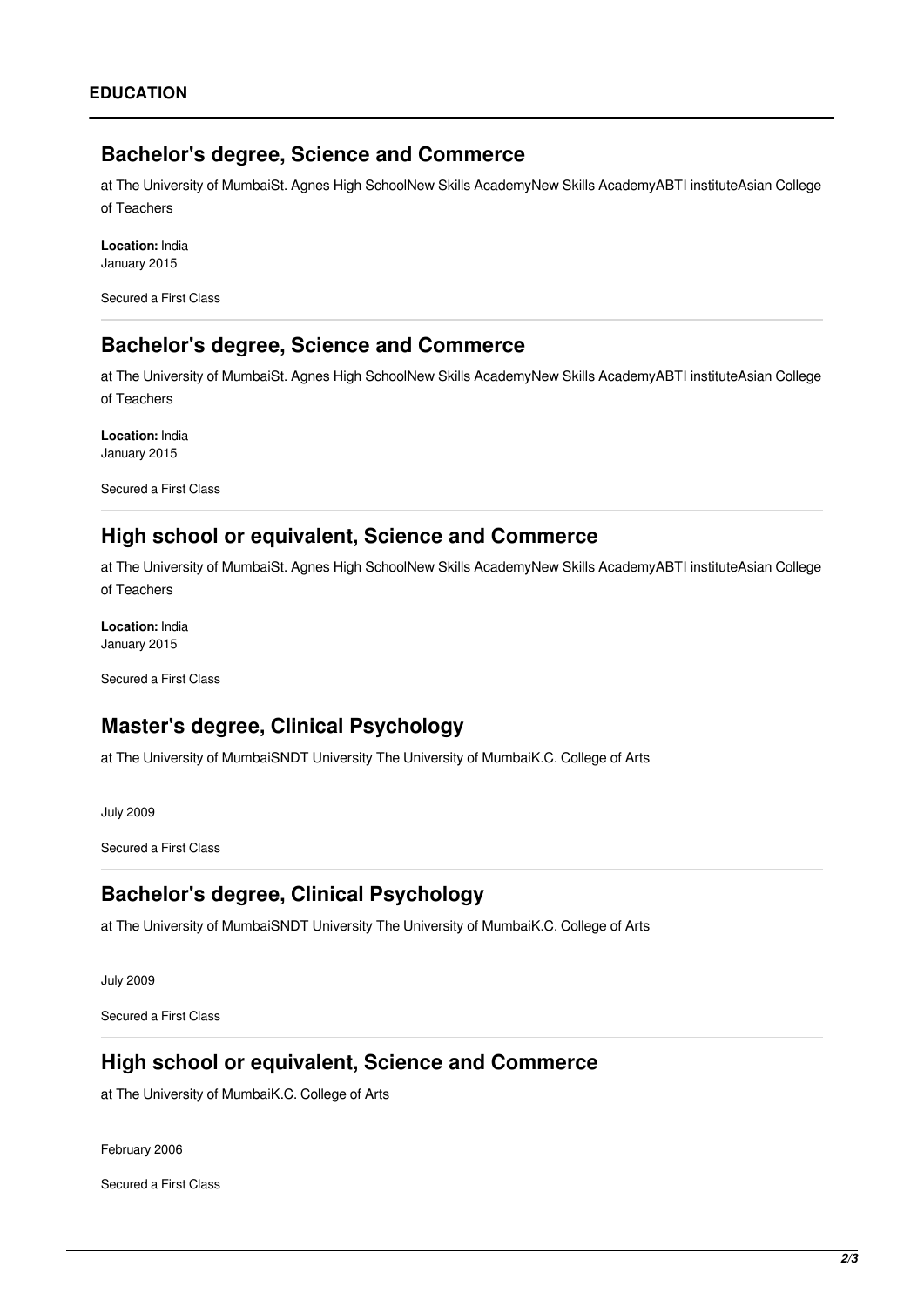## EDUCATION

### Bachelor's degree, Science and Commerce

at The University of MumbaiSt. Agnes High SchoolNew Skills AcademyNew Skills AcademyABTI instituteAsian College of Teachers

**Location:** India
January 2015

Secured a First Class

---

### Bachelor's degree, Science and Commerce

at The University of MumbaiSt. Agnes High SchoolNew Skills AcademyNew Skills AcademyABTI instituteAsian College of Teachers

**Location:** India
January 2015

Secured a First Class

---

### High school or equivalent, Science and Commerce

at The University of MumbaiSt. Agnes High SchoolNew Skills AcademyNew Skills AcademyABTI instituteAsian College of Teachers

**Location:** India
January 2015

Secured a First Class

---

### Master's degree, Clinical Psychology

at The University of MumbaiSNDT University The University of MumbaiK.C. College of Arts

July 2009

Secured a First Class

---

### Bachelor's degree, Clinical Psychology

at The University of MumbaiSNDT University The University of MumbaiK.C. College of Arts

July 2009

Secured a First Class

---

### High school or equivalent, Science and Commerce

at The University of MumbaiK.C. College of Arts

February 2006

Secured a First Class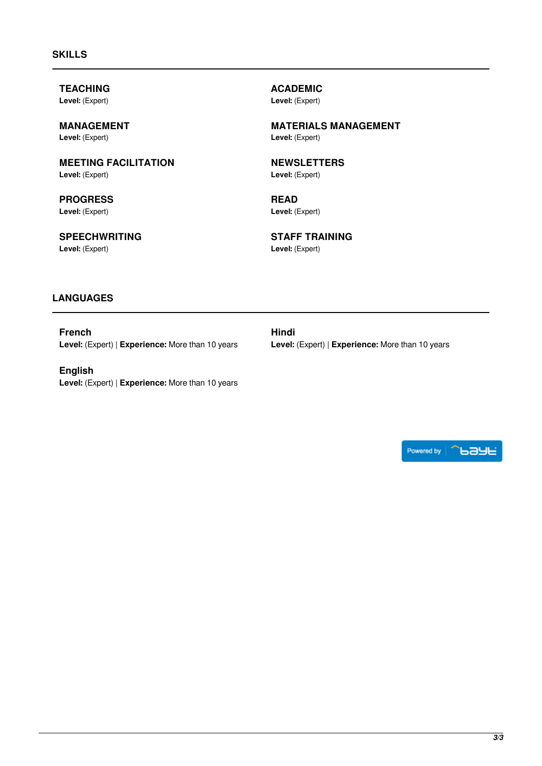## SKILLS

### TEACHING
**Level:** (Expert)

### ACADEMIC
**Level:** (Expert)

### MANAGEMENT
**Level:** (Expert)

### MATERIALS MANAGEMENT
**Level:** (Expert)

### MEETING FACILITATION
**Level:** (Expert)

### NEWSLETTERS
**Level:** (Expert)

### PROGRESS
**Level:** (Expert)

### READ
**Level:** (Expert)

### SPEECHWRITING
**Level:** (Expert)

### STAFF TRAINING
**Level:** (Expert)

## LANGUAGES

### French
**Level:** (Expert) | **Experience:** More than 10 years

### Hindi
**Level:** (Expert) | **Experience:** More than 10 years

### English
**Level:** (Expert) | **Experience:** More than 10 years

Powered by bayt